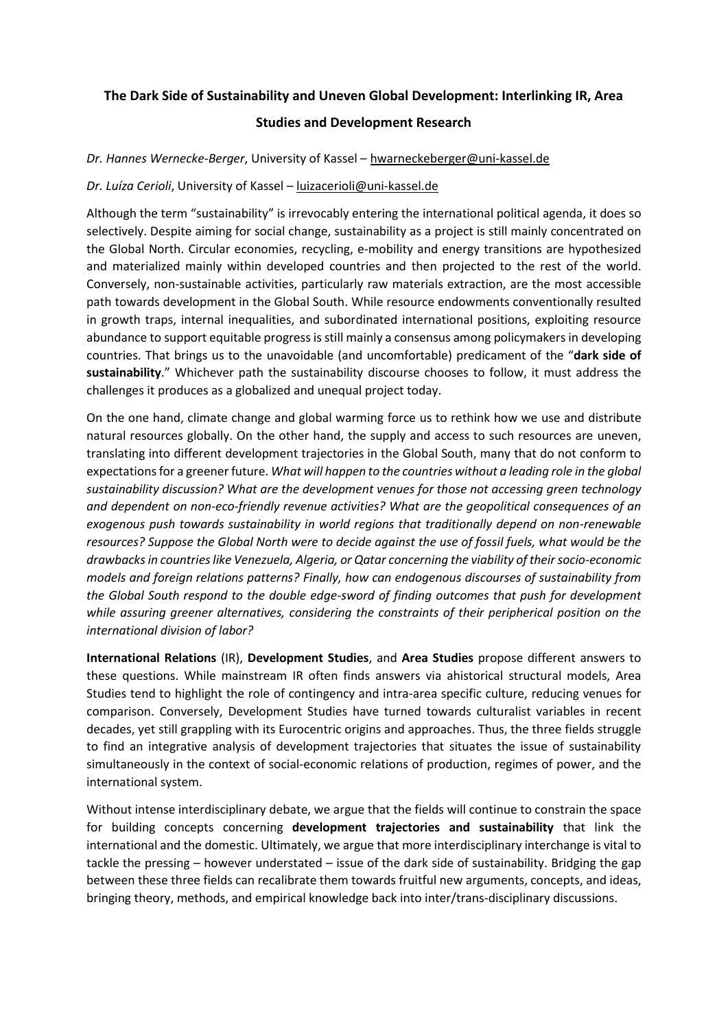# The Dark Side of Sustainability and Uneven Global Development: Interlinking IR, Area Studies and Development Research

*Dr. Hannes Wernecke-Berger*, University of Kassel – hwarneckeberger@uni-kassel.de

*Dr. Luíza Cerioli*, University of Kassel – luizacerioli@uni-kassel.de

Although the term "sustainability" is irrevocably entering the international political agenda, it does so selectively. Despite aiming for social change, sustainability as a project is still mainly concentrated on the Global North. Circular economies, recycling, e-mobility and energy transitions are hypothesized and materialized mainly within developed countries and then projected to the rest of the world. Conversely, non-sustainable activities, particularly raw materials extraction, are the most accessible path towards development in the Global South. While resource endowments conventionally resulted in growth traps, internal inequalities, and subordinated international positions, exploiting resource abundance to support equitable progress is still mainly a consensus among policymakers in developing countries. That brings us to the unavoidable (and uncomfortable) predicament of the "**dark side of sustainability**." Whichever path the sustainability discourse chooses to follow, it must address the challenges it produces as a globalized and unequal project today.

On the one hand, climate change and global warming force us to rethink how we use and distribute natural resources globally. On the other hand, the supply and access to such resources are uneven, translating into different development trajectories in the Global South, many that do not conform to expectations for a greener future. *What will happen to the countries without a leading role in the global sustainability discussion? What are the development venues for those not accessing green technology and dependent on non-eco-friendly revenue activities? What are the geopolitical consequences of an exogenous push towards sustainability in world regions that traditionally depend on non-renewable resources? Suppose the Global North were to decide against the use of fossil fuels, what would be the drawbacks in countries like Venezuela, Algeria, or Qatar concerning the viability of their socio-economic models and foreign relations patterns? Finally, how can endogenous discourses of sustainability from the Global South respond to the double edge-sword of finding outcomes that push for development while assuring greener alternatives, considering the constraints of their peripherical position on the international division of labor?*

**International Relations** (IR), **Development Studies**, and **Area Studies** propose different answers to these questions. While mainstream IR often finds answers via ahistorical structural models, Area Studies tend to highlight the role of contingency and intra-area specific culture, reducing venues for comparison. Conversely, Development Studies have turned towards culturalist variables in recent decades, yet still grappling with its Eurocentric origins and approaches. Thus, the three fields struggle to find an integrative analysis of development trajectories that situates the issue of sustainability simultaneously in the context of social-economic relations of production, regimes of power, and the international system.

Without intense interdisciplinary debate, we argue that the fields will continue to constrain the space for building concepts concerning **development trajectories and sustainability** that link the international and the domestic. Ultimately, we argue that more interdisciplinary interchange is vital to tackle the pressing – however understated – issue of the dark side of sustainability. Bridging the gap between these three fields can recalibrate them towards fruitful new arguments, concepts, and ideas, bringing theory, methods, and empirical knowledge back into inter/trans-disciplinary discussions.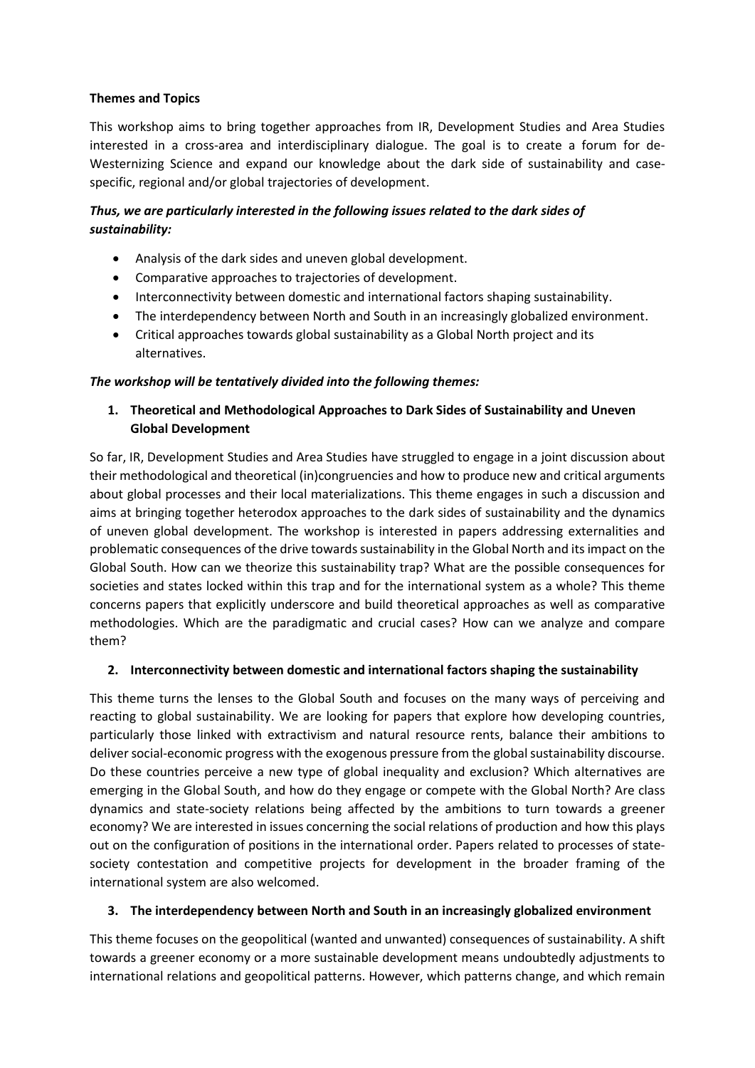**Themes and Topics**

This workshop aims to bring together approaches from IR, Development Studies and Area Studies interested in a cross-area and interdisciplinary dialogue. The goal is to create a forum for de-Westernizing Science and expand our knowledge about the dark side of sustainability and case-specific, regional and/or global trajectories of development.

***Thus, we are particularly interested in the following issues related to the dark sides of sustainability:***

- Analysis of the dark sides and uneven global development.
- Comparative approaches to trajectories of development.
- Interconnectivity between domestic and international factors shaping sustainability.
- The interdependency between North and South in an increasingly globalized environment.
- Critical approaches towards global sustainability as a Global North project and its alternatives.

***The workshop will be tentatively divided into the following themes:***

1. **Theoretical and Methodological Approaches to Dark Sides of Sustainability and Uneven Global Development**

So far, IR, Development Studies and Area Studies have struggled to engage in a joint discussion about their methodological and theoretical (in)congruencies and how to produce new and critical arguments about global processes and their local materializations. This theme engages in such a discussion and aims at bringing together heterodox approaches to the dark sides of sustainability and the dynamics of uneven global development. The workshop is interested in papers addressing externalities and problematic consequences of the drive towards sustainability in the Global North and its impact on the Global South. How can we theorize this sustainability trap? What are the possible consequences for societies and states locked within this trap and for the international system as a whole? This theme concerns papers that explicitly underscore and build theoretical approaches as well as comparative methodologies. Which are the paradigmatic and crucial cases? How can we analyze and compare them?

2. **Interconnectivity between domestic and international factors shaping the sustainability**

This theme turns the lenses to the Global South and focuses on the many ways of perceiving and reacting to global sustainability. We are looking for papers that explore how developing countries, particularly those linked with extractivism and natural resource rents, balance their ambitions to deliver social-economic progress with the exogenous pressure from the global sustainability discourse. Do these countries perceive a new type of global inequality and exclusion? Which alternatives are emerging in the Global South, and how do they engage or compete with the Global North? Are class dynamics and state-society relations being affected by the ambitions to turn towards a greener economy? We are interested in issues concerning the social relations of production and how this plays out on the configuration of positions in the international order. Papers related to processes of state-society contestation and competitive projects for development in the broader framing of the international system are also welcomed.

3. **The interdependency between North and South in an increasingly globalized environment**

This theme focuses on the geopolitical (wanted and unwanted) consequences of sustainability. A shift towards a greener economy or a more sustainable development means undoubtedly adjustments to international relations and geopolitical patterns. However, which patterns change, and which remain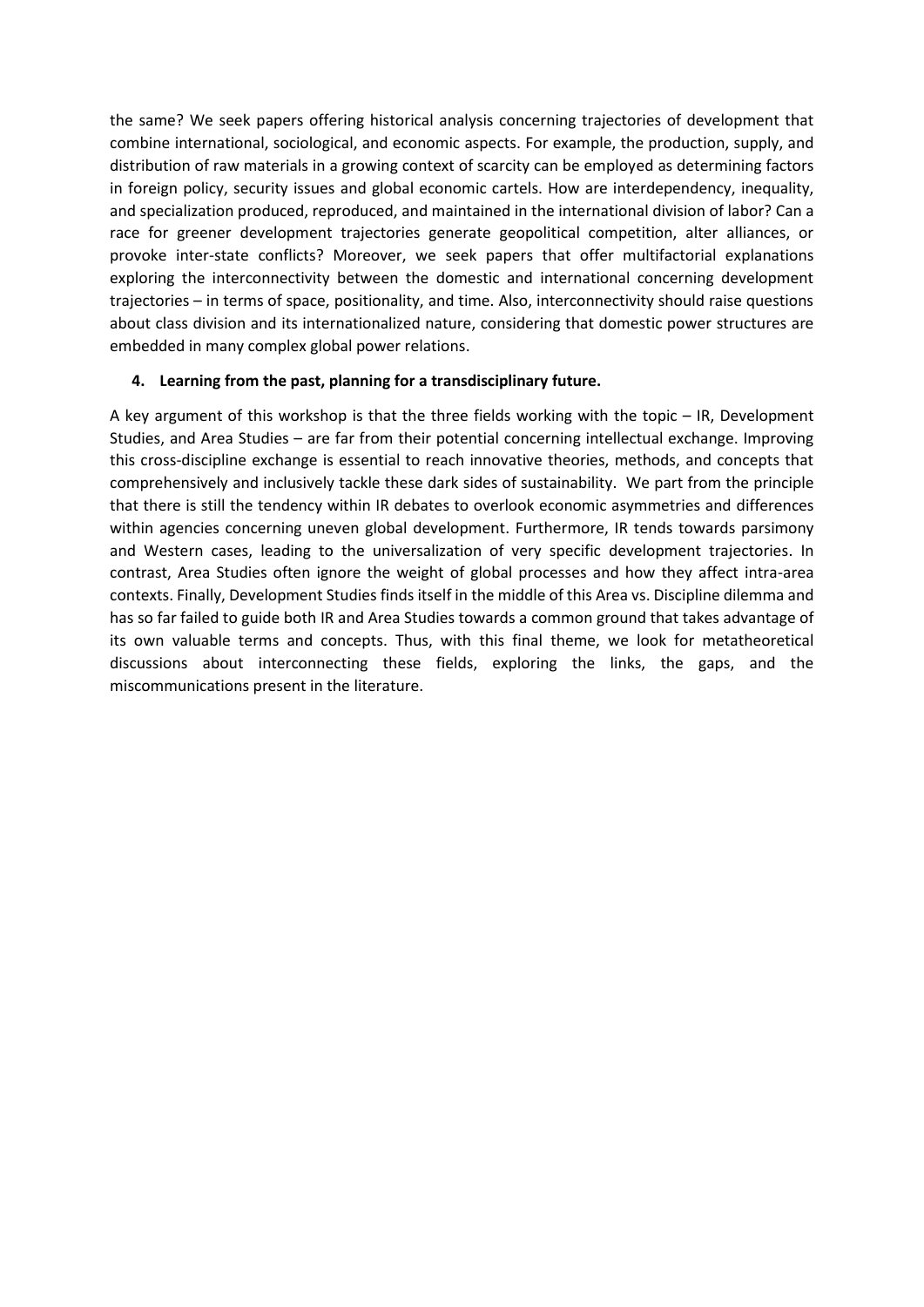the same? We seek papers offering historical analysis concerning trajectories of development that combine international, sociological, and economic aspects. For example, the production, supply, and distribution of raw materials in a growing context of scarcity can be employed as determining factors in foreign policy, security issues and global economic cartels. How are interdependency, inequality, and specialization produced, reproduced, and maintained in the international division of labor? Can a race for greener development trajectories generate geopolitical competition, alter alliances, or provoke inter-state conflicts? Moreover, we seek papers that offer multifactorial explanations exploring the interconnectivity between the domestic and international concerning development trajectories – in terms of space, positionality, and time. Also, interconnectivity should raise questions about class division and its internationalized nature, considering that domestic power structures are embedded in many complex global power relations.

4. **Learning from the past, planning for a transdisciplinary future.**

A key argument of this workshop is that the three fields working with the topic – IR, Development Studies, and Area Studies – are far from their potential concerning intellectual exchange. Improving this cross-discipline exchange is essential to reach innovative theories, methods, and concepts that comprehensively and inclusively tackle these dark sides of sustainability. We part from the principle that there is still the tendency within IR debates to overlook economic asymmetries and differences within agencies concerning uneven global development. Furthermore, IR tends towards parsimony and Western cases, leading to the universalization of very specific development trajectories. In contrast, Area Studies often ignore the weight of global processes and how they affect intra-area contexts. Finally, Development Studies finds itself in the middle of this Area vs. Discipline dilemma and has so far failed to guide both IR and Area Studies towards a common ground that takes advantage of its own valuable terms and concepts. Thus, with this final theme, we look for metatheoretical discussions about interconnecting these fields, exploring the links, the gaps, and the miscommunications present in the literature.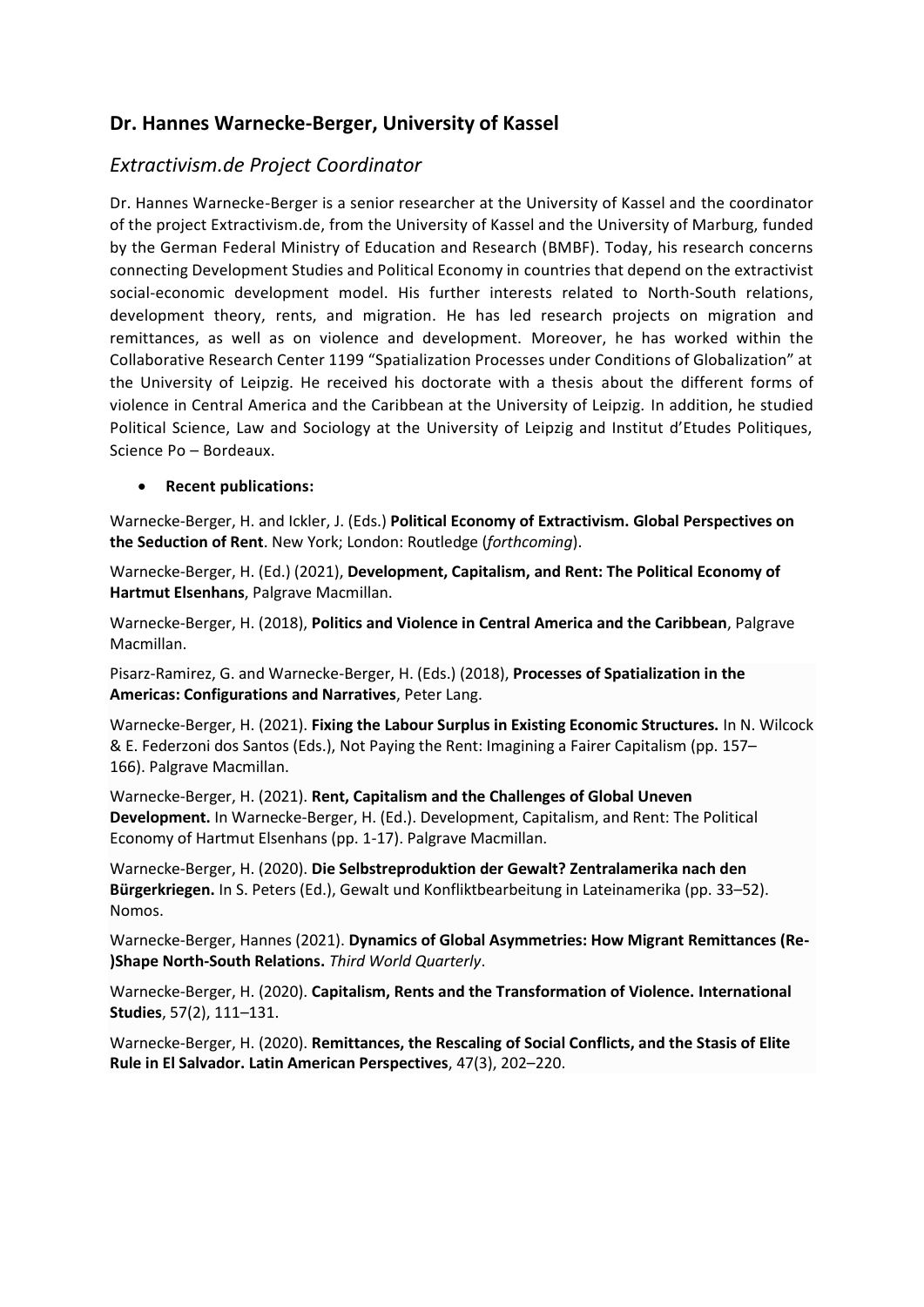## Dr. Hannes Warnecke-Berger, University of Kassel

### *Extractivism.de Project Coordinator*

Dr. Hannes Warnecke-Berger is a senior researcher at the University of Kassel and the coordinator of the project Extractivism.de, from the University of Kassel and the University of Marburg, funded by the German Federal Ministry of Education and Research (BMBF). Today, his research concerns connecting Development Studies and Political Economy in countries that depend on the extractivist social-economic development model. His further interests related to North-South relations, development theory, rents, and migration. He has led research projects on migration and remittances, as well as on violence and development. Moreover, he has worked within the Collaborative Research Center 1199 "Spatialization Processes under Conditions of Globalization" at the University of Leipzig. He received his doctorate with a thesis about the different forms of violence in Central America and the Caribbean at the University of Leipzig. In addition, he studied Political Science, Law and Sociology at the University of Leipzig and Institut d'Etudes Politiques, Science Po – Bordeaux.

- **Recent publications:**

Warnecke-Berger, H. and Ickler, J. (Eds.) **Political Economy of Extractivism. Global Perspectives on the Seduction of Rent**. New York; London: Routledge (*forthcoming*).

Warnecke-Berger, H. (Ed.) (2021), **Development, Capitalism, and Rent: The Political Economy of Hartmut Elsenhans**, Palgrave Macmillan.

Warnecke-Berger, H. (2018), **Politics and Violence in Central America and the Caribbean**, Palgrave Macmillan.

Pisarz-Ramirez, G. and Warnecke-Berger, H. (Eds.) (2018), **Processes of Spatialization in the Americas: Configurations and Narratives**, Peter Lang.

Warnecke-Berger, H. (2021). **Fixing the Labour Surplus in Existing Economic Structures.** In N. Wilcock & E. Federzoni dos Santos (Eds.), Not Paying the Rent: Imagining a Fairer Capitalism (pp. 157–166). Palgrave Macmillan.

Warnecke-Berger, H. (2021). **Rent, Capitalism and the Challenges of Global Uneven Development.** In Warnecke-Berger, H. (Ed.). Development, Capitalism, and Rent: The Political Economy of Hartmut Elsenhans (pp. 1-17). Palgrave Macmillan.

Warnecke-Berger, H. (2020). **Die Selbstreproduktion der Gewalt? Zentralamerika nach den Bürgerkriegen.** In S. Peters (Ed.), Gewalt und Konfliktbearbeitung in Lateinamerika (pp. 33–52). Nomos.

Warnecke-Berger, Hannes (2021). **Dynamics of Global Asymmetries: How Migrant Remittances (Re-)Shape North-South Relations.** *Third World Quarterly*.

Warnecke-Berger, H. (2020). **Capitalism, Rents and the Transformation of Violence. International Studies**, 57(2), 111–131.

Warnecke-Berger, H. (2020). **Remittances, the Rescaling of Social Conflicts, and the Stasis of Elite Rule in El Salvador. Latin American Perspectives**, 47(3), 202–220.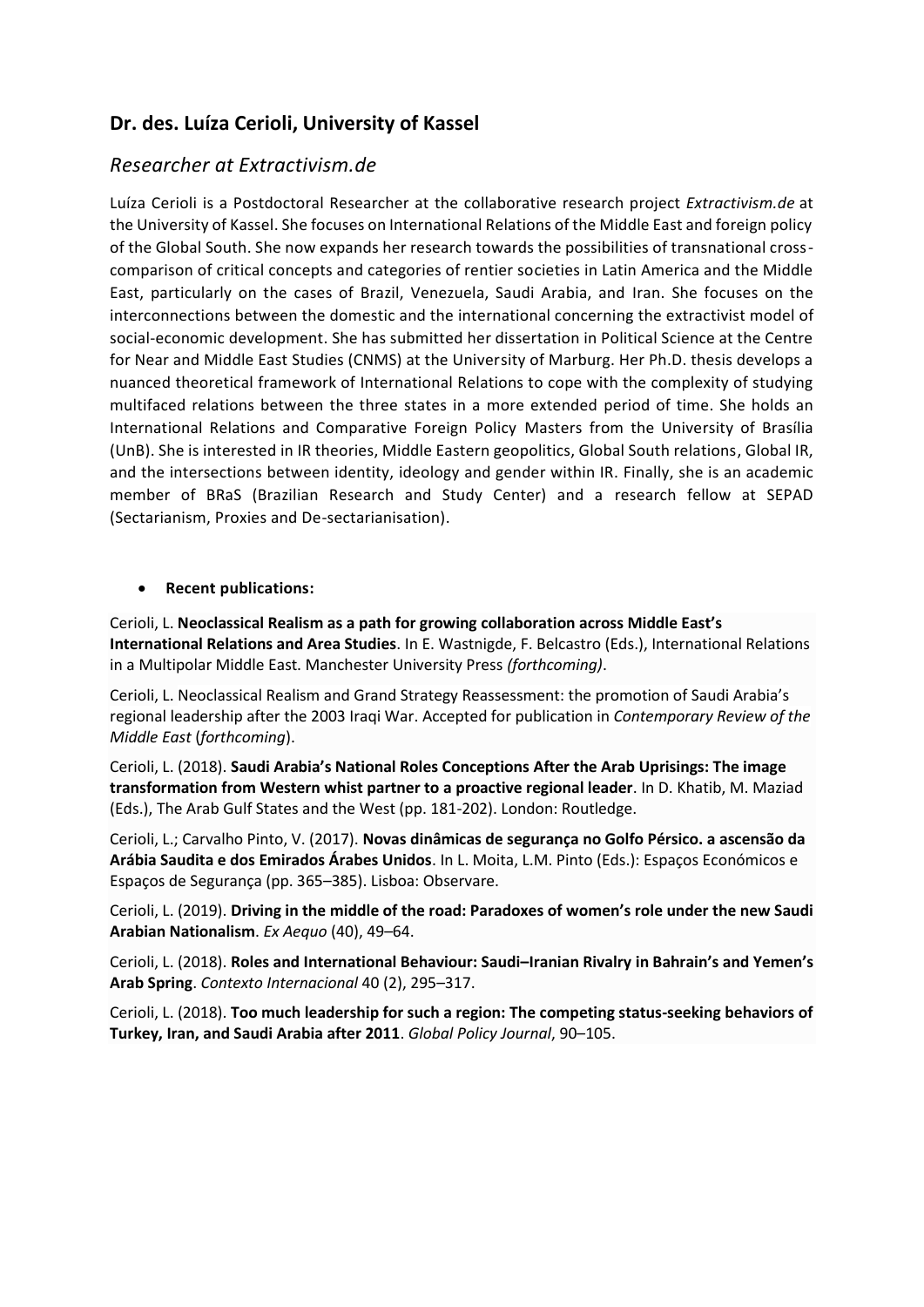## Dr. des. Luíza Cerioli, University of Kassel

### *Researcher at Extractivism.de*

Luíza Cerioli is a Postdoctoral Researcher at the collaborative research project *Extractivism.de* at the University of Kassel. She focuses on International Relations of the Middle East and foreign policy of the Global South. She now expands her research towards the possibilities of transnational cross-comparison of critical concepts and categories of rentier societies in Latin America and the Middle East, particularly on the cases of Brazil, Venezuela, Saudi Arabia, and Iran. She focuses on the interconnections between the domestic and the international concerning the extractivist model of social-economic development. She has submitted her dissertation in Political Science at the Centre for Near and Middle East Studies (CNMS) at the University of Marburg. Her Ph.D. thesis develops a nuanced theoretical framework of International Relations to cope with the complexity of studying multifaced relations between the three states in a more extended period of time. She holds an International Relations and Comparative Foreign Policy Masters from the University of Brasília (UnB). She is interested in IR theories, Middle Eastern geopolitics, Global South relations, Global IR, and the intersections between identity, ideology and gender within IR. Finally, she is an academic member of BRaS (Brazilian Research and Study Center) and a research fellow at SEPAD (Sectarianism, Proxies and De-sectarianisation).

- **Recent publications:**

Cerioli, L. **Neoclassical Realism as a path for growing collaboration across Middle East's International Relations and Area Studies**. In E. Wastnigde, F. Belcastro (Eds.), International Relations in a Multipolar Middle East. Manchester University Press *(forthcoming)*.

Cerioli, L. Neoclassical Realism and Grand Strategy Reassessment: the promotion of Saudi Arabia's regional leadership after the 2003 Iraqi War. Accepted for publication in *Contemporary Review of the Middle East* (*forthcoming*).

Cerioli, L. (2018). **Saudi Arabia's National Roles Conceptions After the Arab Uprisings: The image transformation from Western whist partner to a proactive regional leader**. In D. Khatib, M. Maziad (Eds.), The Arab Gulf States and the West (pp. 181-202). London: Routledge.

Cerioli, L.; Carvalho Pinto, V. (2017). **Novas dinâmicas de segurança no Golfo Pérsico. a ascensão da Arábia Saudita e dos Emirados Árabes Unidos**. In L. Moita, L.M. Pinto (Eds.): Espaços Económicos e Espaços de Segurança (pp. 365–385). Lisboa: Observare.

Cerioli, L. (2019). **Driving in the middle of the road: Paradoxes of women's role under the new Saudi Arabian Nationalism**. *Ex Aequo* (40), 49–64.

Cerioli, L. (2018). **Roles and International Behaviour: Saudi–Iranian Rivalry in Bahrain's and Yemen's Arab Spring**. *Contexto Internacional* 40 (2), 295–317.

Cerioli, L. (2018). **Too much leadership for such a region: The competing status-seeking behaviors of Turkey, Iran, and Saudi Arabia after 2011**. *Global Policy Journal*, 90–105.